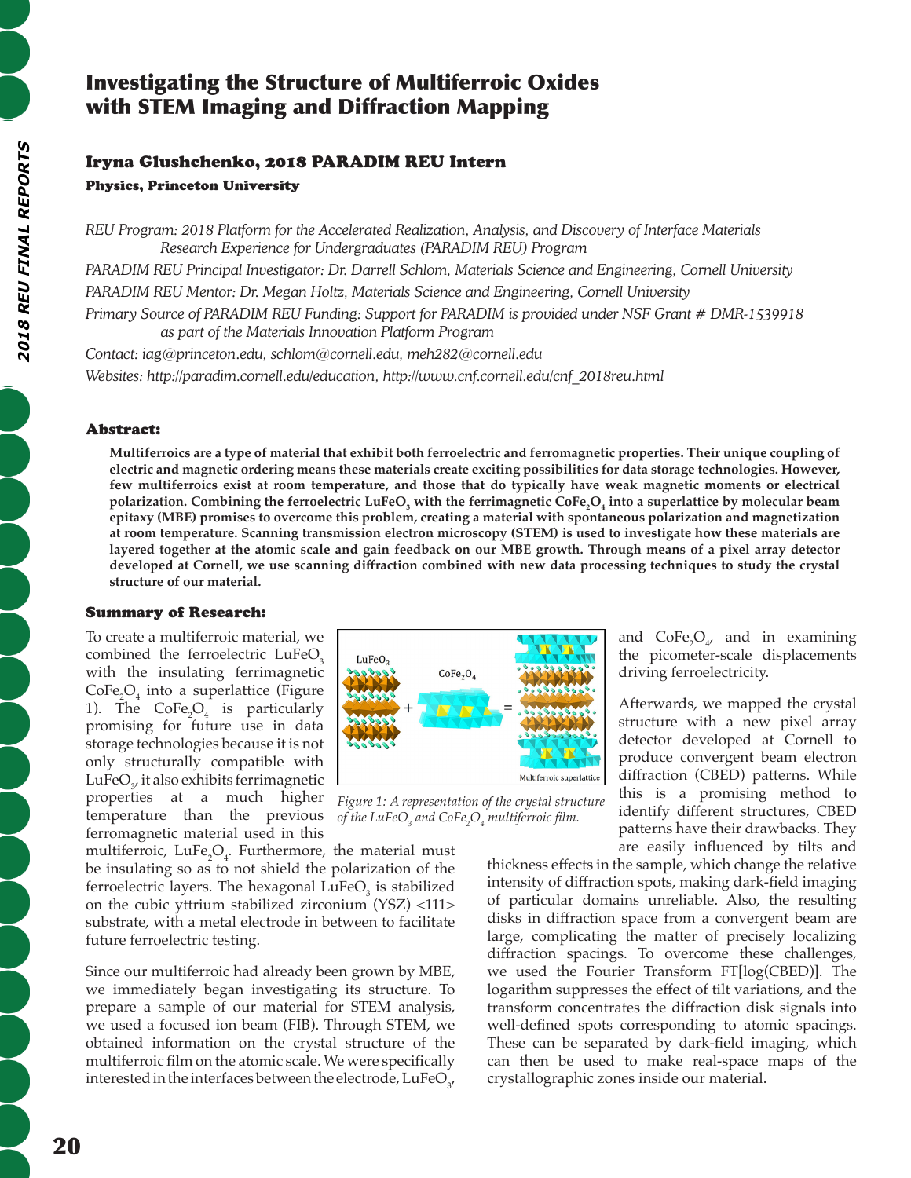# Investigating the Structure of Multiferroic Oxides with STEM Imaging and Diffraction Mapping

## Iryna Glushchenko, 2018 PARADIM REU Intern

**Physics, Princeton University**

*REU Program: 2018 Platform for the Accelerated Realization, Analysis, and Discovery of Interface Materials Research Experience for Undergraduates (PARADIM REU) Program*

*PARADIM REU Principal Investigator: Dr. Darrell Schlom, Materials Science and Engineering, Cornell University*

*PARADIM REU Mentor: Dr. Megan Holtz, Materials Science and Engineering, Cornell University*

*Primary Source of PARADIM REU Funding: Support for PARADIM is provided under NSF Grant # DMR-1539918 as part of the Materials Innovation Platform Program*

*Contact: iag@princeton.edu, schlom@cornell.edu, meh282@cornell.edu*

*Websites: http://paradim.cornell.edu/education, http://www.cnf.cornell.edu/cnf_2018reu.html*

### Abstract:

**Multiferroics are a type of material that exhibit both ferroelectric and ferromagnetic properties. Their unique coupling of electric and magnetic ordering means these materials create exciting possibilities for data storage technologies. However, few multiferroics exist at room temperature, and those that do typically have weak magnetic moments or electrical polarization. Combining the ferroelectric $LuFeO_3$ with the ferrimagnetic $CoFe_2O_4$ into a superlattice by molecular beam epitaxy (MBE) promises to overcome this problem, creating a material with spontaneous polarization and magnetization at room temperature. Scanning transmission electron microscopy (STEM) is used to investigate how these materials are layered together at the atomic scale and gain feedback on our MBE growth. Through means of a pixel array detector developed at Cornell, we use scanning diffraction combined with new data processing techniques to study the crystal structure of our material.**

### Summary of Research:

To create a multiferroic material, we combined the ferroelectric $LuFeO_3$ with the insulating ferrimagnetic $CoFe_2O_4$ into a superlattice (Figure 1). The $CoFe_2O_4$ is particularly promising for future use in data storage technologies because it is not only structurally compatible with $LuFeO_3$, it also exhibits ferrimagnetic properties at a much higher temperature than the previous ferromagnetic material used in this multiferroic, $LuFe_2O_4$. Furthermore, the material must be insulating so as to not shield the polarization of the ferroelectric layers. The hexagonal $LuFeO_3$ is stabilized on the cubic yttrium stabilized zirconium (YSZ) <111> substrate, with a metal electrode in between to facilitate future ferroelectric testing.

*Figure 1: A representation of the crystal structure of the $LuFeO_3$ and $CoFe_2O_4$ multiferroic film.*

Since our multiferroic had already been grown by MBE, we immediately began investigating its structure. To prepare a sample of our material for STEM analysis, we used a focused ion beam (FIB). Through STEM, we obtained information on the crystal structure of the multiferroic film on the atomic scale. We were specifically interested in the interfaces between the electrode, $LuFeO_3$, and $CoFe_2O_4$, and in examining the picometer-scale displacements driving ferroelectricity.

Afterwards, we mapped the crystal structure with a new pixel array detector developed at Cornell to produce convergent beam electron diffraction (CBED) patterns. While this is a promising method to identify different structures, CBED patterns have their drawbacks. They are easily influenced by tilts and thickness effects in the sample, which change the relative intensity of diffraction spots, making dark-field imaging of particular domains unreliable. Also, the resulting disks in diffraction space from a convergent beam are large, complicating the matter of precisely localizing diffraction spacings. To overcome these challenges, we used the Fourier Transform FT[log(CBED)]. The logarithm suppresses the effect of tilt variations, and the transform concentrates the diffraction disk signals into well-defined spots corresponding to atomic spacings. These can be separated by dark-field imaging, which can then be used to make real-space maps of the crystallographic zones inside our material.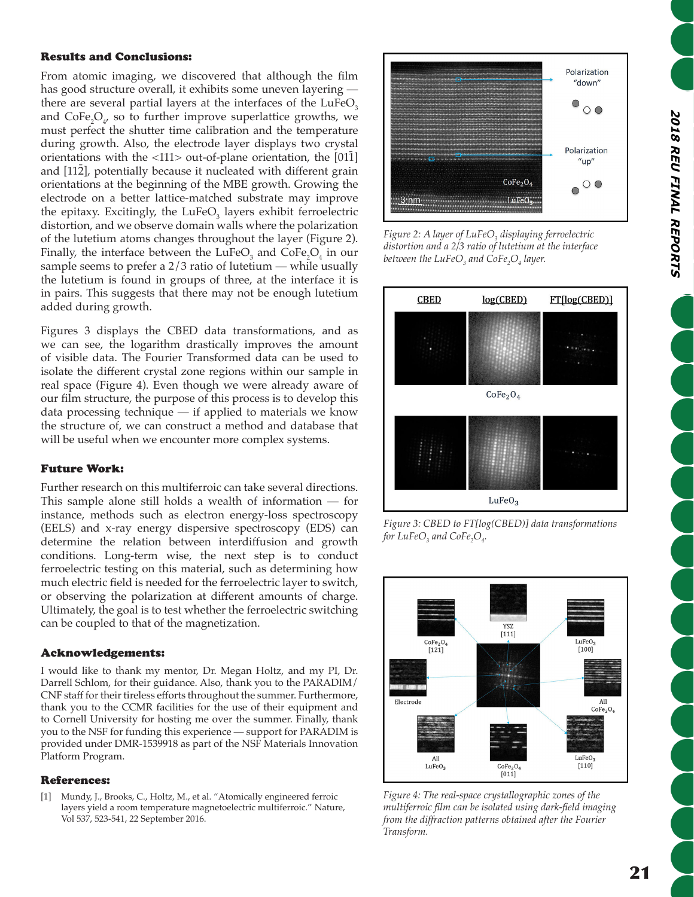### Results and Conclusions:

From atomic imaging, we discovered that although the film has good structure overall, it exhibits some uneven layering — there are several partial layers at the interfaces of the $LuFeO_3$ and $CoFe_2O_4$, so to further improve superlattice growths, we must perfect the shutter time calibration and the temperature during growth. Also, the electrode layer displays two crystal orientations with the <111> out-of-plane orientation, the $[01\bar{1}]$ and $[11\bar{2}]$, potentially because it nucleated with different grain orientations at the beginning of the MBE growth. Growing the electrode on a better lattice-matched substrate may improve the epitaxy. Excitingly, the $LuFeO_3$ layers exhibit ferroelectric distortion, and we observe domain walls where the polarization of the lutetium atoms changes throughout the layer (Figure 2). Finally, the interface between the $LuFeO_3$ and $CoFe_2O_4$ in our sample seems to prefer a 2/3 ratio of lutetium — while usually the lutetium is found in groups of three, at the interface it is in pairs. This suggests that there may not be enough lutetium added during growth.

Figures 3 displays the CBED data transformations, and as we can see, the logarithm drastically improves the amount of visible data. The Fourier Transformed data can be used to isolate the different crystal zone regions within our sample in real space (Figure 4). Even though we were already aware of our film structure, the purpose of this process is to develop this data processing technique — if applied to materials we know the structure of, we can construct a method and database that will be useful when we encounter more complex systems.

Polarization "down"

Polarization "up"

$CoFe_2O_4$

$LuFeO_3$

3 nm

*Figure 2: A layer of $LuFeO_3$ displaying ferroelectric distortion and a 2/3 ratio of lutetium at the interface between the $LuFeO_3$ and $CoFe_2O_4$ layer.*

CBED

log(CBED)

FT[log(CBED)]

$CoFe_2O_4$

$LuFeO_3$

*Figure 3: CBED to FT[log(CBED)] data transformations for $LuFeO_3$ and $CoFe_2O_4$.*

YSZ [111]

$CoFe_2O_4$ [121]

$LuFeO_3$ [100]

Electrode

All $CoFe_2O_4$

All $LuFeO_3$

$CoFe_2O_4$ [011]

$LuFeO_3$ [110]

*Figure 4: The real-space crystallographic zones of the multiferroic film can be isolated using dark-field imaging from the diffraction patterns obtained after the Fourier Transform.*

### Future Work:

Further research on this multiferroic can take several directions. This sample alone still holds a wealth of information — for instance, methods such as electron energy-loss spectroscopy (EELS) and x-ray energy dispersive spectroscopy (EDS) can determine the relation between interdiffusion and growth conditions. Long-term wise, the next step is to conduct ferroelectric testing on this material, such as determining how much electric field is needed for the ferroelectric layer to switch, or observing the polarization at different amounts of charge. Ultimately, the goal is to test whether the ferroelectric switching can be coupled to that of the magnetization.

### Acknowledgements:

I would like to thank my mentor, Dr. Megan Holtz, and my PI, Dr. Darrell Schlom, for their guidance. Also, thank you to the PARADIM/CNF staff for their tireless efforts throughout the summer. Furthermore, thank you to the CCMR facilities for the use of their equipment and to Cornell University for hosting me over the summer. Finally, thank you to the NSF for funding this experience — support for PARADIM is provided under DMR-1539918 as part of the NSF Materials Innovation Platform Program.

### References:

[1] Mundy, J., Brooks, C., Holtz, M., et al. "Atomically engineered ferroic layers yield a room temperature magnetoelectric multiferroic." Nature, Vol 537, 523-541, 22 September 2016.